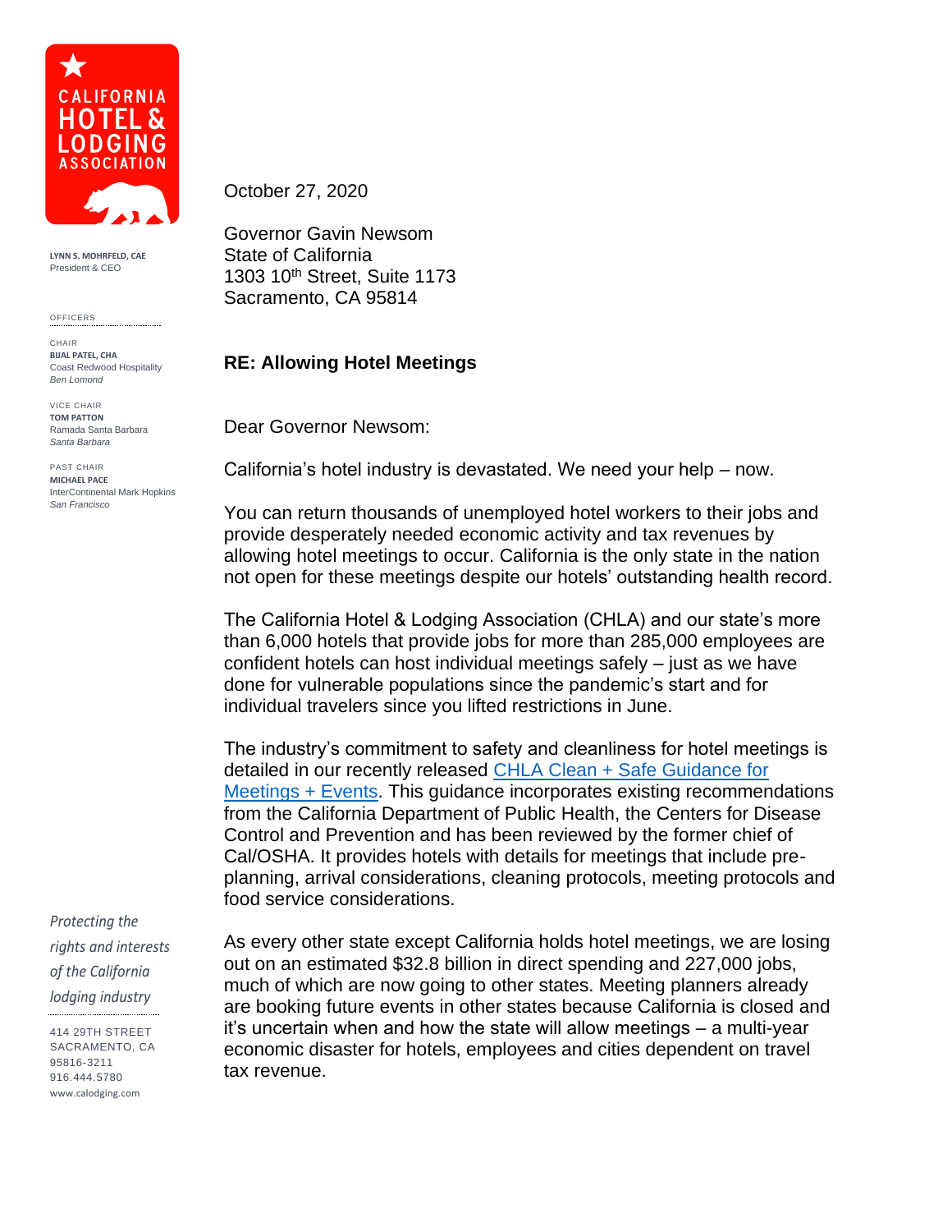**CALIFORNIA HOTEL & LODGING ASSOCIATION**

**LYNN S. MOHRFELD, CAE**
President & CEO

OFFICERS

CHAIR
**BIJAL PATEL, CHA**
Coast Redwood Hospitality
*Ben Lomond*

VICE CHAIR
**TOM PATTON**
Ramada Santa Barbara
*Santa Barbara*

PAST CHAIR
**MICHAEL PACE**
InterContinental Mark Hopkins
*San Francisco*

*Protecting the rights and interests of the California lodging industry*

414 29TH STREET
SACRAMENTO, CA
95816-3211
916.444.5780
www.calodging.com

October 27, 2020

Governor Gavin Newsom
State of California
1303 10th Street, Suite 1173
Sacramento, CA 95814

**RE: Allowing Hotel Meetings**

Dear Governor Newsom:

California's hotel industry is devastated. We need your help – now.

You can return thousands of unemployed hotel workers to their jobs and provide desperately needed economic activity and tax revenues by allowing hotel meetings to occur. California is the only state in the nation not open for these meetings despite our hotels' outstanding health record.

The California Hotel & Lodging Association (CHLA) and our state's more than 6,000 hotels that provide jobs for more than 285,000 employees are confident hotels can host individual meetings safely – just as we have done for vulnerable populations since the pandemic's start and for individual travelers since you lifted restrictions in June.

The industry's commitment to safety and cleanliness for hotel meetings is detailed in our recently released CHLA Clean + Safe Guidance for Meetings + Events. This guidance incorporates existing recommendations from the California Department of Public Health, the Centers for Disease Control and Prevention and has been reviewed by the former chief of Cal/OSHA. It provides hotels with details for meetings that include pre-planning, arrival considerations, cleaning protocols, meeting protocols and food service considerations.

As every other state except California holds hotel meetings, we are losing out on an estimated $32.8 billion in direct spending and 227,000 jobs, much of which are now going to other states. Meeting planners already are booking future events in other states because California is closed and it's uncertain when and how the state will allow meetings – a multi-year economic disaster for hotels, employees and cities dependent on travel tax revenue.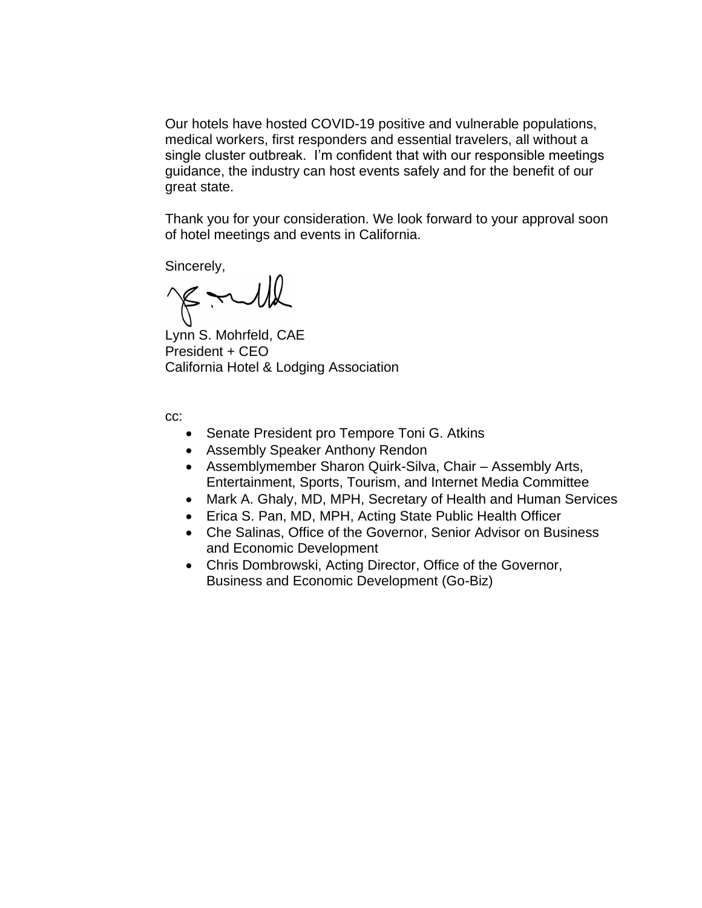Our hotels have hosted COVID-19 positive and vulnerable populations, medical workers, first responders and essential travelers, all without a single cluster outbreak. I'm confident that with our responsible meetings guidance, the industry can host events safely and for the benefit of our great state.

Thank you for your consideration. We look forward to your approval soon of hotel meetings and events in California.

Sincerely,

Lynn S. Mohrfeld, CAE  
President + CEO  
California Hotel & Lodging Association

cc:

- Senate President pro Tempore Toni G. Atkins
- Assembly Speaker Anthony Rendon
- Assemblymember Sharon Quirk-Silva, Chair – Assembly Arts, Entertainment, Sports, Tourism, and Internet Media Committee
- Mark A. Ghaly, MD, MPH, Secretary of Health and Human Services
- Erica S. Pan, MD, MPH, Acting State Public Health Officer
- Che Salinas, Office of the Governor, Senior Advisor on Business and Economic Development
- Chris Dombrowski, Acting Director, Office of the Governor, Business and Economic Development (Go-Biz)